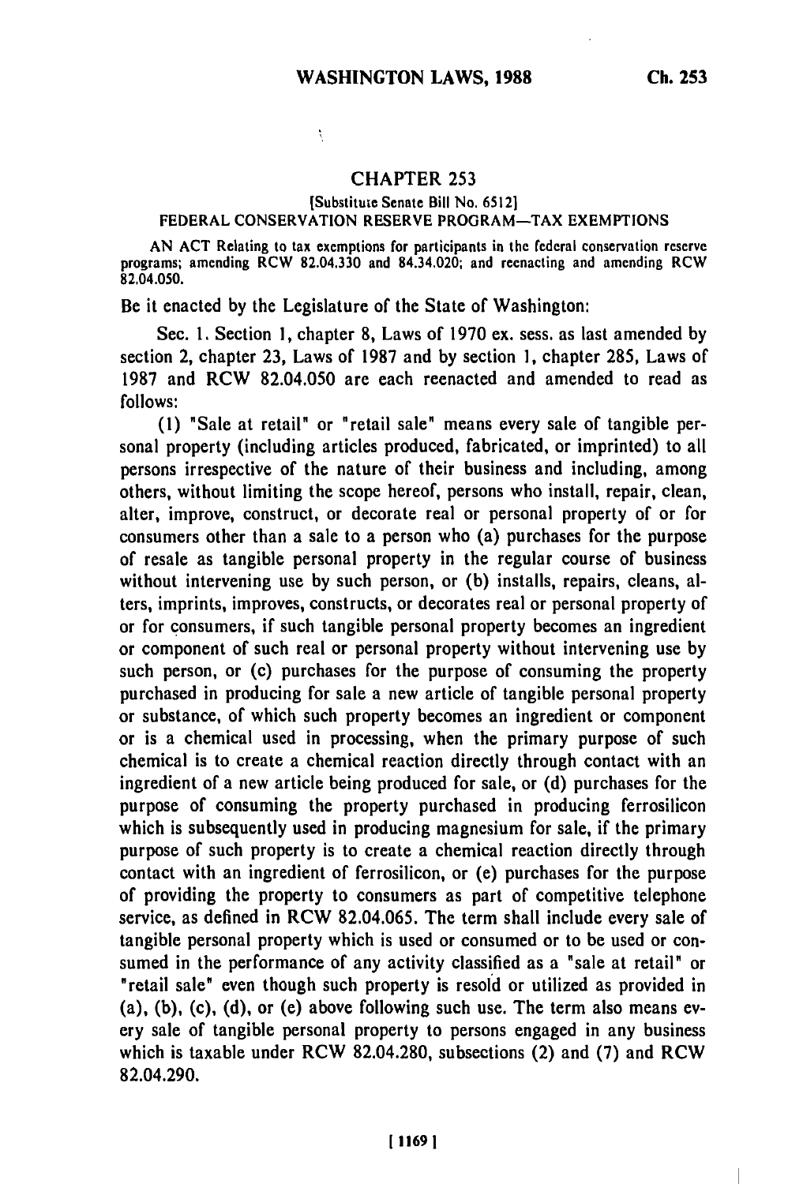# CHAPTER 253

[Substitute Senate Bill No. 6512]

## FEDERAL CONSERVATION RESERVE PROGRAM—TAX EXEMPTIONS

AN ACT Relating to tax exemptions for participants in the federal conservation reserve programs; amending RCW 82.04.330 and 84.34.020; and reenacting and amending RCW 82.04.050.

Be it enacted by the Legislature of the State of Washington:

Sec. 1. Section 1, chapter 8, Laws of 1970 ex. sess. as last amended by section 2, chapter 23, Laws of 1987 and by section 1, chapter 285, Laws of 1987 and RCW 82.04.050 are each reenacted and amended to read as follows:

(1) "Sale at retail" or "retail sale" means every sale of tangible personal property (including articles produced, fabricated, or imprinted) to all persons irrespective of the nature of their business and including, among others, without limiting the scope hereof, persons who install, repair, clean, alter, improve, construct, or decorate real or personal property of or for consumers other than a sale to a person who (a) purchases for the purpose of resale as tangible personal property in the regular course of business without intervening use by such person, or (b) installs, repairs, cleans, alters, imprints, improves, constructs, or decorates real or personal property of or for consumers, if such tangible personal property becomes an ingredient or component of such real or personal property without intervening use by such person, or (c) purchases for the purpose of consuming the property purchased in producing for sale a new article of tangible personal property or substance, of which such property becomes an ingredient or component or is a chemical used in processing, when the primary purpose of such chemical is to create a chemical reaction directly through contact with an ingredient of a new article being produced for sale, or (d) purchases for the purpose of consuming the property purchased in producing ferrosilicon which is subsequently used in producing magnesium for sale, if the primary purpose of such property is to create a chemical reaction directly through contact with an ingredient of ferrosilicon, or (e) purchases for the purpose of providing the property to consumers as part of competitive telephone service, as defined in RCW 82.04.065. The term shall include every sale of tangible personal property which is used or consumed or to be used or consumed in the performance of any activity classified as a "sale at retail" or "retail sale" even though such property is resold or utilized as provided in (a), (b), (c), (d), or (e) above following such use. The term also means every sale of tangible personal property to persons engaged in any business which is taxable under RCW 82.04.280, subsections (2) and (7) and RCW 82.04.290.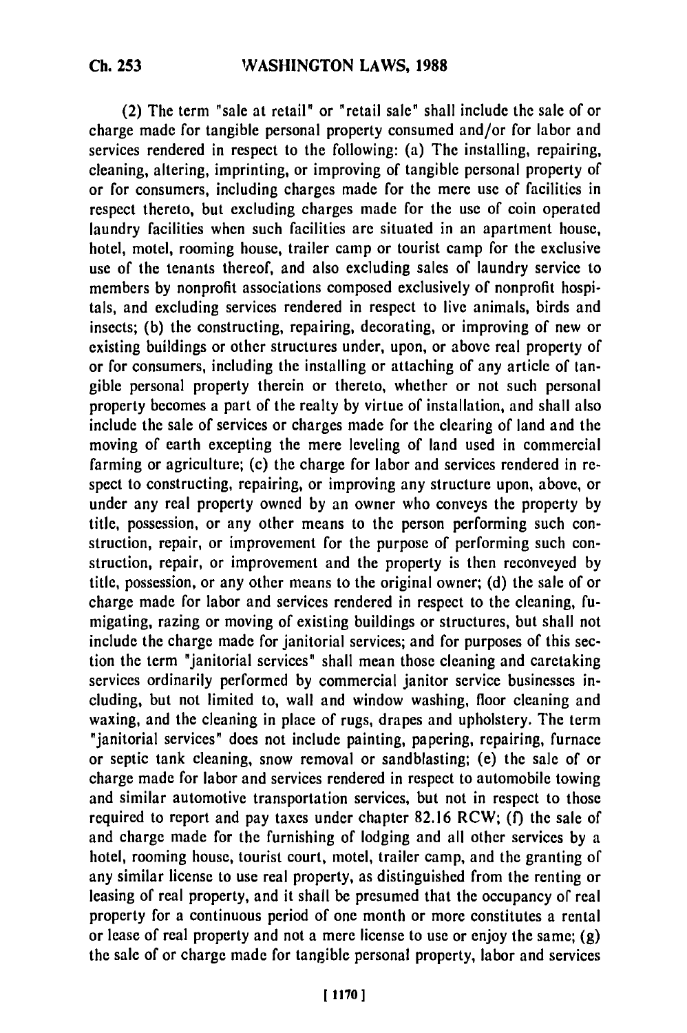(2) The term "sale at retail" or "retail sale" shall include the sale of or charge made for tangible personal property consumed and/or for labor and services rendered in respect to the following: (a) The installing, repairing, cleaning, altering, imprinting, or improving of tangible personal property of or for consumers, including charges made for the mere use of facilities in respect thereto, but excluding charges made for the use of coin operated laundry facilities when such facilities are situated in an apartment house, hotel, motel, rooming house, trailer camp or tourist camp for the exclusive use of the tenants thereof, and also excluding sales of laundry service to members by nonprofit associations composed exclusively of nonprofit hospitals, and excluding services rendered in respect to live animals, birds and insects; (b) the constructing, repairing, decorating, or improving of new or existing buildings or other structures under, upon, or above real property of or for consumers, including the installing or attaching of any article of tangible personal property therein or thereto, whether or not such personal property becomes a part of the realty by virtue of installation, and shall also include the sale of services or charges made for the clearing of land and the moving of earth excepting the mere leveling of land used in commercial farming or agriculture; (c) the charge for labor and services rendered in respect to constructing, repairing, or improving any structure upon, above, or under any real property owned by an owner who conveys the property by title, possession, or any other means to the person performing such construction, repair, or improvement for the purpose of performing such construction, repair, or improvement and the property is then reconveyed by title, possession, or any other means to the original owner; (d) the sale of or charge made for labor and services rendered in respect to the cleaning, fumigating, razing or moving of existing buildings or structures, but shall not include the charge made for janitorial services; and for purposes of this section the term "janitorial services" shall mean those cleaning and caretaking services ordinarily performed by commercial janitor service businesses including, but not limited to, wall and window washing, floor cleaning and waxing, and the cleaning in place of rugs, drapes and upholstery. The term "janitorial services" does not include painting, papering, repairing, furnace or septic tank cleaning, snow removal or sandblasting; (e) the sale of or charge made for labor and services rendered in respect to automobile towing and similar automotive transportation services, but not in respect to those required to report and pay taxes under chapter 82.16 RCW; (f) the sale of and charge made for the furnishing of lodging and all other services by a hotel, rooming house, tourist court, motel, trailer camp, and the granting of any similar license to use real property, as distinguished from the renting or leasing of real property, and it shall be presumed that the occupancy of real property for a continuous period of one month or more constitutes a rental or lease of real property and not a mere license to use or enjoy the same; (g) the sale of or charge made for tangible personal property, labor and services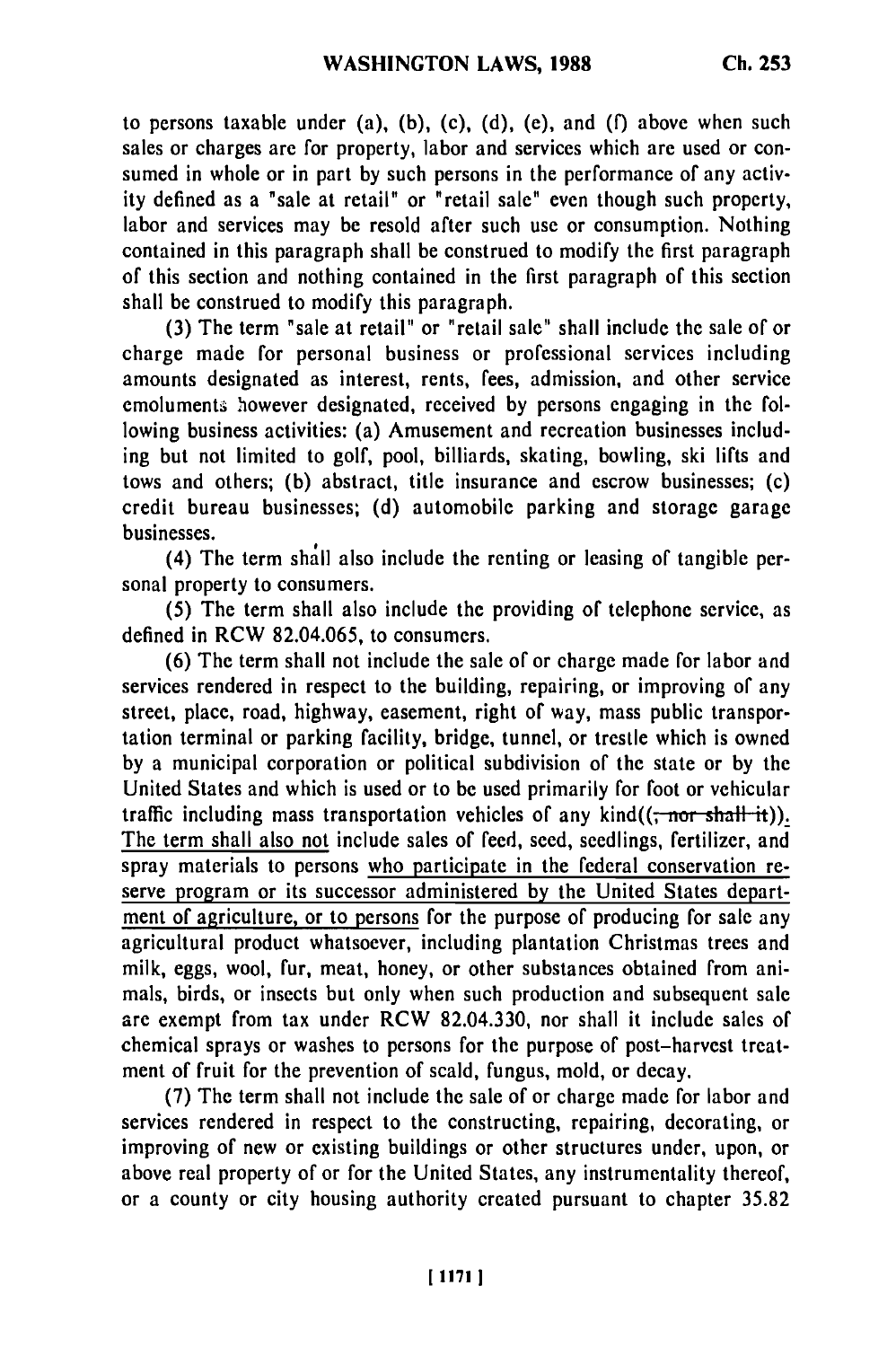to persons taxable under (a), (b), (c), (d), (e), and (f) above when such sales or charges are for property, labor and services which are used or consumed in whole or in part by such persons in the performance of any activity defined as a "sale at retail" or "retail sale" even though such property, labor and services may be resold after such use or consumption. Nothing contained in this paragraph shall be construed to modify the first paragraph of this section and nothing contained in the first paragraph of this section shall be construed to modify this paragraph.

(3) The term "sale at retail" or "retail sale" shall include the sale of or charge made for personal business or professional services including amounts designated as interest, rents, fees, admission, and other service emoluments however designated, received by persons engaging in the following business activities: (a) Amusement and recreation businesses including but not limited to golf, pool, billiards, skating, bowling, ski lifts and tows and others; (b) abstract, title insurance and escrow businesses; (c) credit bureau businesses; (d) automobile parking and storage garage businesses.

(4) The term shall also include the renting or leasing of tangible personal property to consumers.

(5) The term shall also include the providing of telephone service, as defined in RCW 82.04.065, to consumers.

(6) The term shall not include the sale of or charge made for labor and services rendered in respect to the building, repairing, or improving of any street, place, road, highway, easement, right of way, mass public transportation terminal or parking facility, bridge, tunnel, or trestle which is owned by a municipal corporation or political subdivision of the state or by the United States and which is used or to be used primarily for foot or vehicular traffic including mass transportation vehicles of any kind((~~, nor shall it~~)). The term shall also not include sales of feed, seed, seedlings, fertilizer, and spray materials to persons who participate in the federal conservation reserve program or its successor administered by the United States department of agriculture, or to persons for the purpose of producing for sale any agricultural product whatsoever, including plantation Christmas trees and milk, eggs, wool, fur, meat, honey, or other substances obtained from animals, birds, or insects but only when such production and subsequent sale are exempt from tax under RCW 82.04.330, nor shall it include sales of chemical sprays or washes to persons for the purpose of post-harvest treatment of fruit for the prevention of scald, fungus, mold, or decay.

(7) The term shall not include the sale of or charge made for labor and services rendered in respect to the constructing, repairing, decorating, or improving of new or existing buildings or other structures under, upon, or above real property of or for the United States, any instrumentality thereof, or a county or city housing authority created pursuant to chapter 35.82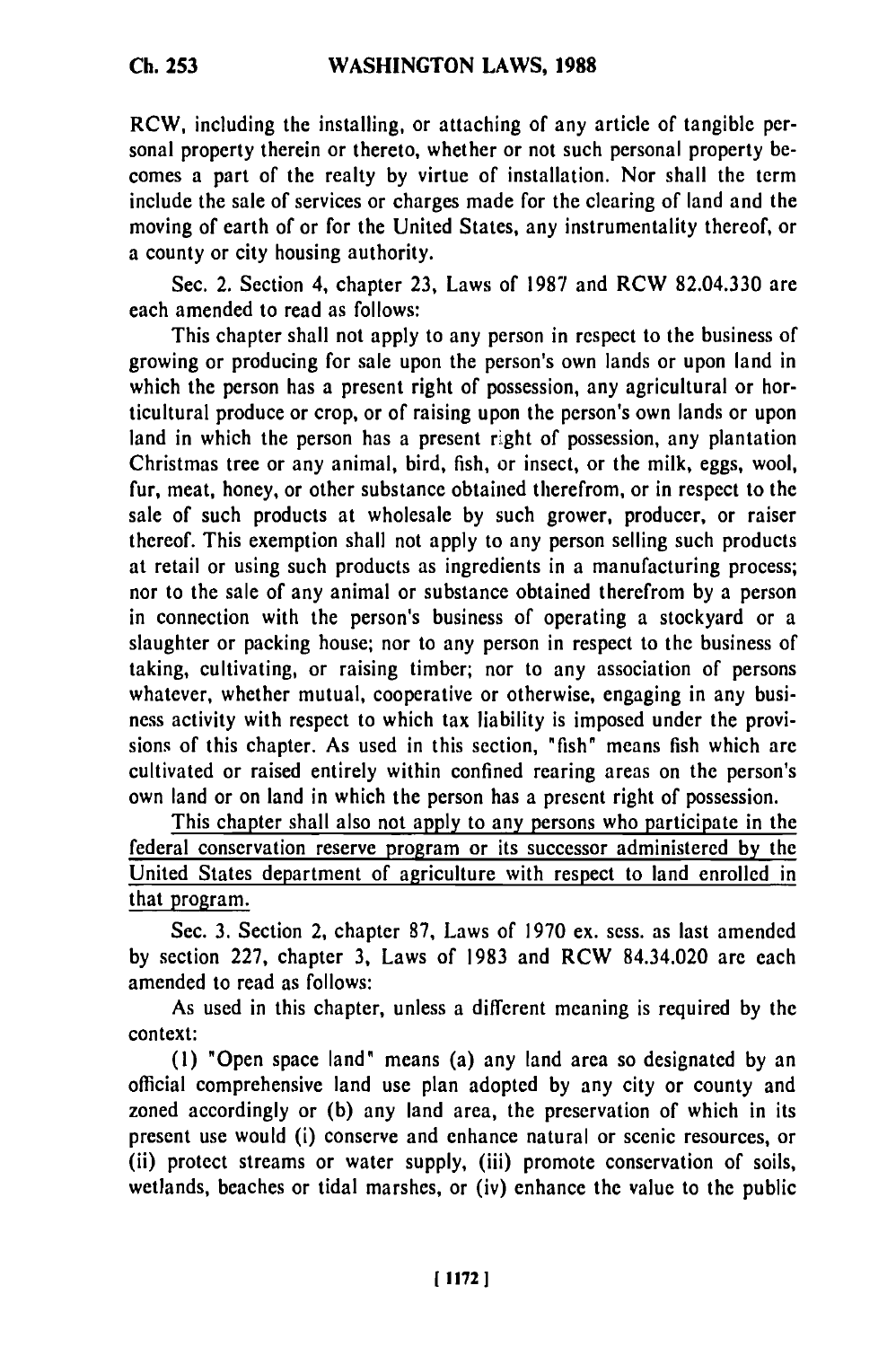RCW, including the installing, or attaching of any article of tangible personal property therein or thereto, whether or not such personal property becomes a part of the realty by virtue of installation. Nor shall the term include the sale of services or charges made for the clearing of land and the moving of earth of or for the United States, any instrumentality thereof, or a county or city housing authority.

Sec. 2. Section 4, chapter 23, Laws of 1987 and RCW 82.04.330 are each amended to read as follows:

This chapter shall not apply to any person in respect to the business of growing or producing for sale upon the person's own lands or upon land in which the person has a present right of possession, any agricultural or horticultural produce or crop, or of raising upon the person's own lands or upon land in which the person has a present right of possession, any plantation Christmas tree or any animal, bird, fish, or insect, or the milk, eggs, wool, fur, meat, honey, or other substance obtained therefrom, or in respect to the sale of such products at wholesale by such grower, producer, or raiser thereof. This exemption shall not apply to any person selling such products at retail or using such products as ingredients in a manufacturing process; nor to the sale of any animal or substance obtained therefrom by a person in connection with the person's business of operating a stockyard or a slaughter or packing house; nor to any person in respect to the business of taking, cultivating, or raising timber; nor to any association of persons whatever, whether mutual, cooperative or otherwise, engaging in any business activity with respect to which tax liability is imposed under the provisions of this chapter. As used in this section, "fish" means fish which are cultivated or raised entirely within confined rearing areas on the person's own land or on land in which the person has a present right of possession.

<u>This chapter shall also not apply to any persons who participate in the federal conservation reserve program or its successor administered by the United States department of agriculture with respect to land enrolled in that program.</u>

Sec. 3. Section 2, chapter 87, Laws of 1970 ex. sess. as last amended by section 227, chapter 3, Laws of 1983 and RCW 84.34.020 are each amended to read as follows:

As used in this chapter, unless a different meaning is required by the context:

(1) "Open space land" means (a) any land area so designated by an official comprehensive land use plan adopted by any city or county and zoned accordingly or (b) any land area, the preservation of which in its present use would (i) conserve and enhance natural or scenic resources, or (ii) protect streams or water supply, (iii) promote conservation of soils, wetlands, beaches or tidal marshes, or (iv) enhance the value to the public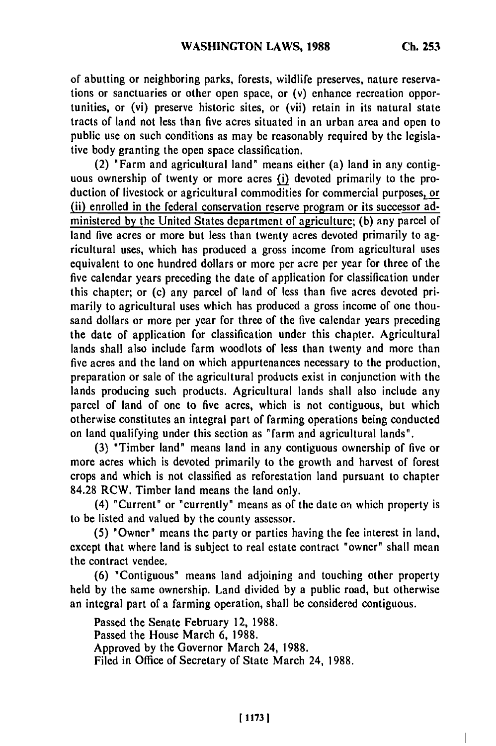of abutting or neighboring parks, forests, wildlife preserves, nature reservations or sanctuaries or other open space, or (v) enhance recreation opportunities, or (vi) preserve historic sites, or (vii) retain in its natural state tracts of land not less than five acres situated in an urban area and open to public use on such conditions as may be reasonably required by the legislative body granting the open space classification.

(2) "Farm and agricultural land" means either (a) land in any contiguous ownership of twenty or more acres (i) devoted primarily to the production of livestock or agricultural commodities for commercial purposes, or (ii) enrolled in the federal conservation reserve program or its successor administered by the United States department of agriculture; (b) any parcel of land five acres or more but less than twenty acres devoted primarily to agricultural uses, which has produced a gross income from agricultural uses equivalent to one hundred dollars or more per acre per year for three of the five calendar years preceding the date of application for classification under this chapter; or (c) any parcel of land of less than five acres devoted primarily to agricultural uses which has produced a gross income of one thousand dollars or more per year for three of the five calendar years preceding the date of application for classification under this chapter. Agricultural lands shall also include farm woodlots of less than twenty and more than five acres and the land on which appurtenances necessary to the production, preparation or sale of the agricultural products exist in conjunction with the lands producing such products. Agricultural lands shall also include any parcel of land of one to five acres, which is not contiguous, but which otherwise constitutes an integral part of farming operations being conducted on land qualifying under this section as "farm and agricultural lands".

(3) "Timber land" means land in any contiguous ownership of five or more acres which is devoted primarily to the growth and harvest of forest crops and which is not classified as reforestation land pursuant to chapter 84.28 RCW. Timber land means the land only.

(4) "Current" or "currently" means as of the date on which property is to be listed and valued by the county assessor.

(5) "Owner" means the party or parties having the fee interest in land, except that where land is subject to real estate contract "owner" shall mean the contract vendee.

(6) "Contiguous" means land adjoining and touching other property held by the same ownership. Land divided by a public road, but otherwise an integral part of a farming operation, shall be considered contiguous.

Passed the Senate February 12, 1988.
Passed the House March 6, 1988.
Approved by the Governor March 24, 1988.
Filed in Office of Secretary of State March 24, 1988.